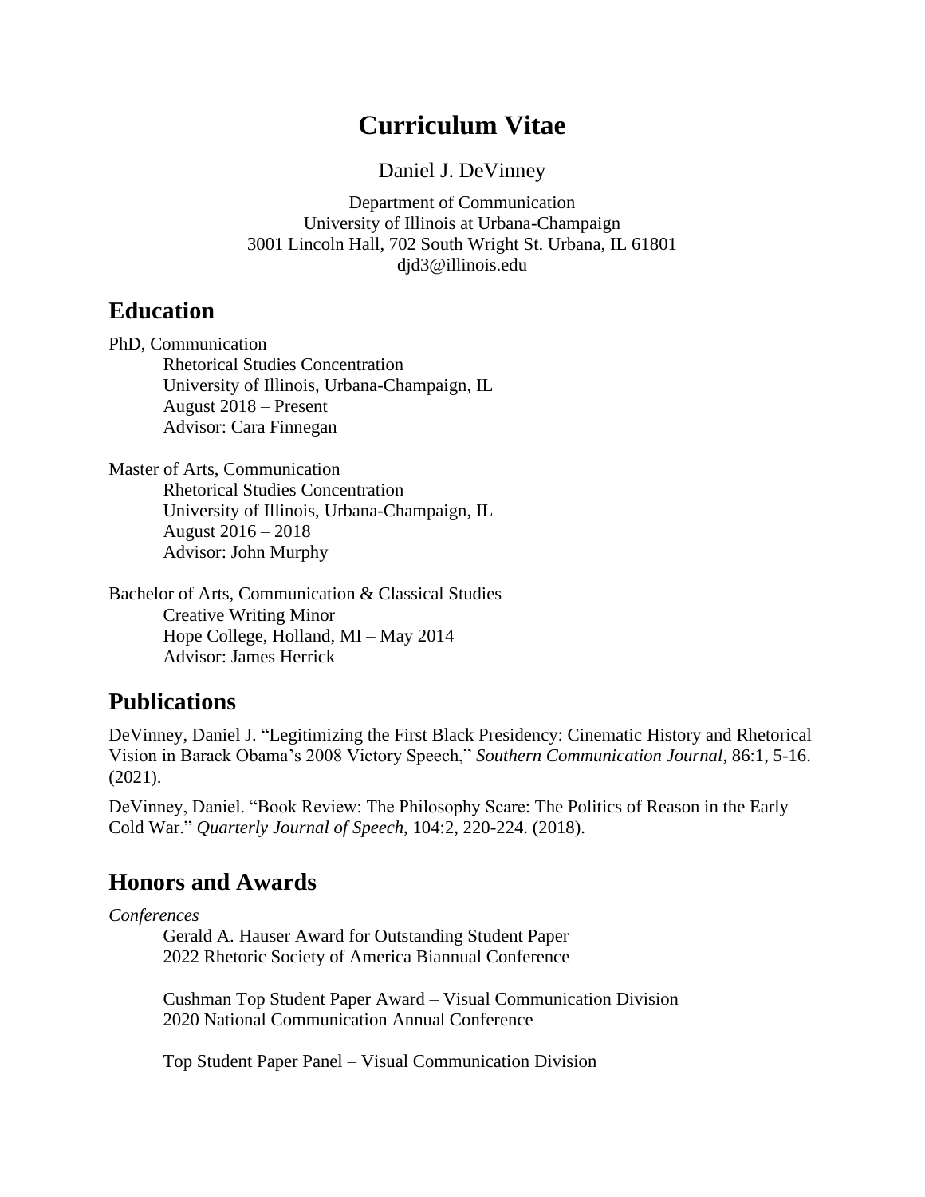# Curriculum Vitae

Daniel J. DeVinney

Department of Communication
University of Illinois at Urbana-Champaign
3001 Lincoln Hall, 702 South Wright St. Urbana, IL 61801
djd3@illinois.edu

## Education

PhD, Communication
    Rhetorical Studies Concentration
    University of Illinois, Urbana-Champaign, IL
    August 2018 – Present
    Advisor: Cara Finnegan

Master of Arts, Communication
    Rhetorical Studies Concentration
    University of Illinois, Urbana-Champaign, IL
    August 2016 – 2018
    Advisor: John Murphy

Bachelor of Arts, Communication & Classical Studies
    Creative Writing Minor
    Hope College, Holland, MI – May 2014
    Advisor: James Herrick

## Publications

DeVinney, Daniel J. "Legitimizing the First Black Presidency: Cinematic History and Rhetorical Vision in Barack Obama's 2008 Victory Speech," *Southern Communication Journal*, 86:1, 5-16. (2021).

DeVinney, Daniel. "Book Review: The Philosophy Scare: The Politics of Reason in the Early Cold War." *Quarterly Journal of Speech*, 104:2, 220-224. (2018).

## Honors and Awards

*Conferences*

    Gerald A. Hauser Award for Outstanding Student Paper
    2022 Rhetoric Society of America Biannual Conference

    Cushman Top Student Paper Award – Visual Communication Division
    2020 National Communication Annual Conference

    Top Student Paper Panel – Visual Communication Division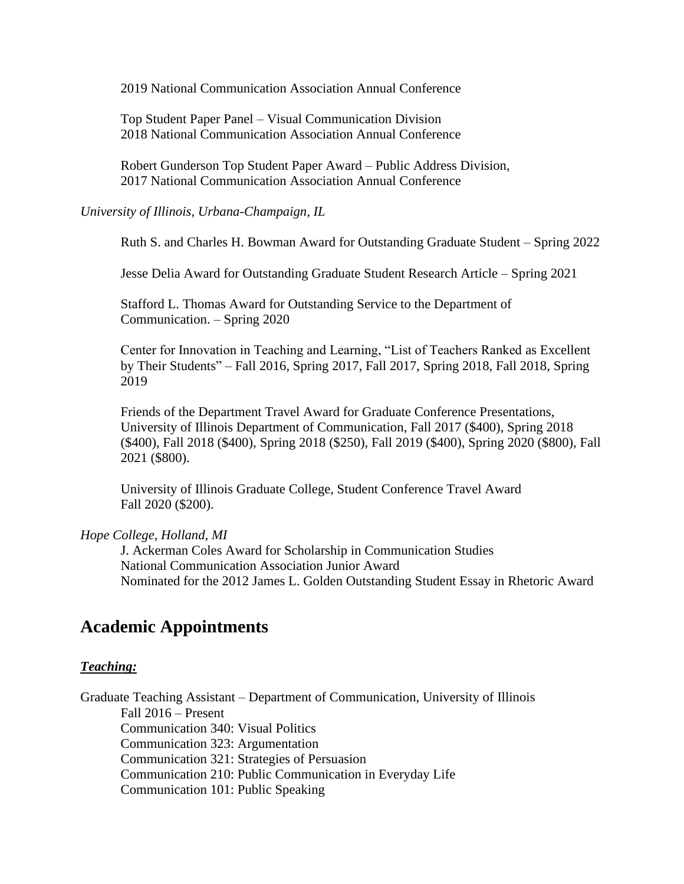2019 National Communication Association Annual Conference

Top Student Paper Panel – Visual Communication Division
2018 National Communication Association Annual Conference

Robert Gunderson Top Student Paper Award – Public Address Division,
2017 National Communication Association Annual Conference

*University of Illinois, Urbana-Champaign, IL*

Ruth S. and Charles H. Bowman Award for Outstanding Graduate Student – Spring 2022

Jesse Delia Award for Outstanding Graduate Student Research Article – Spring 2021

Stafford L. Thomas Award for Outstanding Service to the Department of Communication. – Spring 2020

Center for Innovation in Teaching and Learning, "List of Teachers Ranked as Excellent by Their Students" – Fall 2016, Spring 2017, Fall 2017, Spring 2018, Fall 2018, Spring 2019

Friends of the Department Travel Award for Graduate Conference Presentations, University of Illinois Department of Communication, Fall 2017 ($400), Spring 2018 ($400), Fall 2018 ($400), Spring 2018 ($250), Fall 2019 ($400), Spring 2020 ($800), Fall 2021 ($800).

University of Illinois Graduate College, Student Conference Travel Award
Fall 2020 ($200).

*Hope College, Holland, MI*

J. Ackerman Coles Award for Scholarship in Communication Studies
National Communication Association Junior Award
Nominated for the 2012 James L. Golden Outstanding Student Essay in Rhetoric Award

## Academic Appointments

***Teaching:***

Graduate Teaching Assistant – Department of Communication, University of Illinois
Fall 2016 – Present
Communication 340: Visual Politics
Communication 323: Argumentation
Communication 321: Strategies of Persuasion
Communication 210: Public Communication in Everyday Life
Communication 101: Public Speaking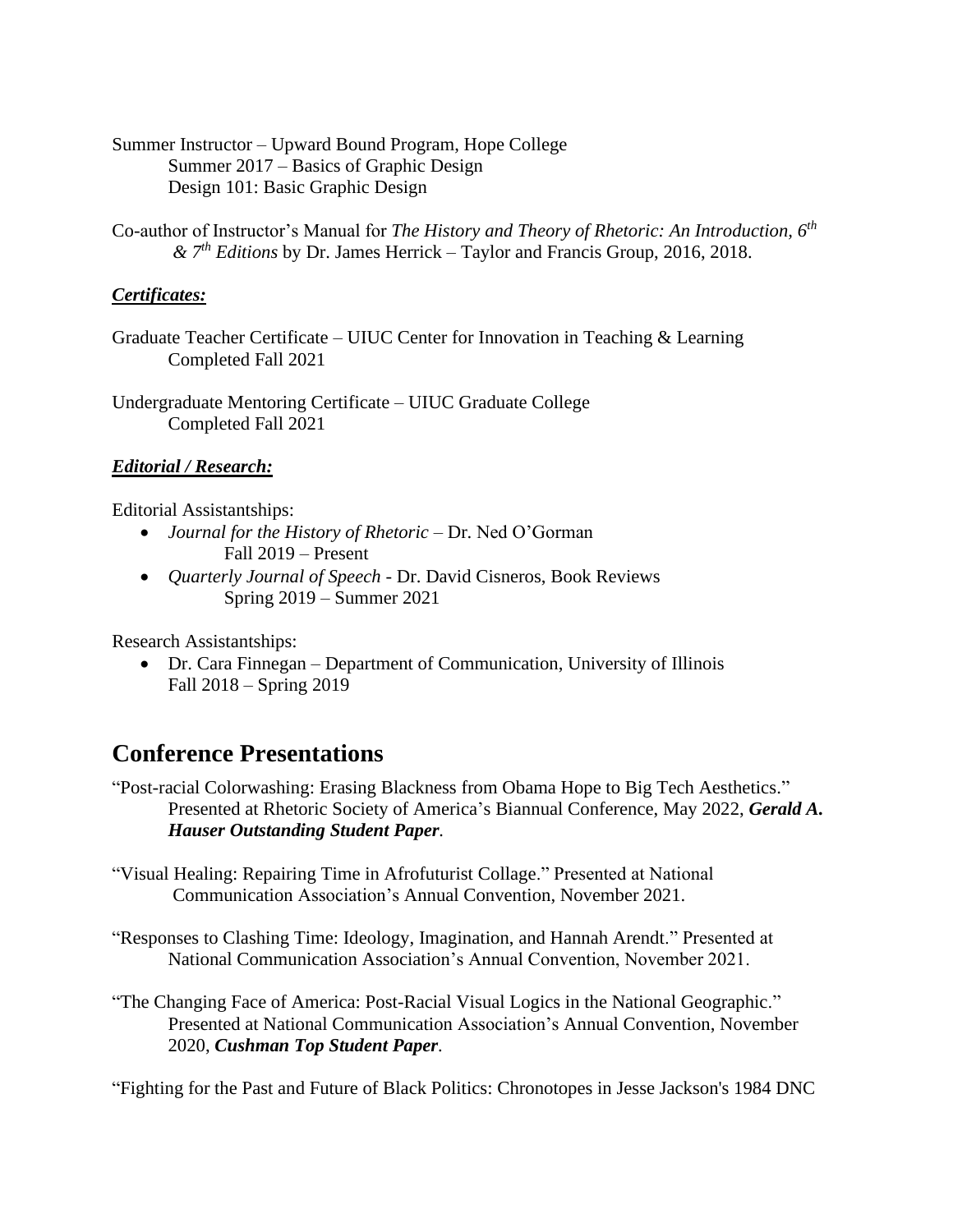Summer Instructor – Upward Bound Program, Hope College
    Summer 2017 – Basics of Graphic Design
    Design 101: Basic Graphic Design

Co-author of Instructor's Manual for *The History and Theory of Rhetoric: An Introduction*, *6th & 7th Editions* by Dr. James Herrick – Taylor and Francis Group, 2016, 2018.

***Certificates:***

Graduate Teacher Certificate – UIUC Center for Innovation in Teaching & Learning
    Completed Fall 2021

Undergraduate Mentoring Certificate – UIUC Graduate College
    Completed Fall 2021

***Editorial / Research:***

Editorial Assistantships:

- *Journal for the History of Rhetoric* – Dr. Ned O'Gorman
  Fall 2019 – Present
- *Quarterly Journal of Speech* - Dr. David Cisneros, Book Reviews
  Spring 2019 – Summer 2021

Research Assistantships:

- Dr. Cara Finnegan – Department of Communication, University of Illinois
  Fall 2018 – Spring 2019

## Conference Presentations

"Post-racial Colorwashing: Erasing Blackness from Obama Hope to Big Tech Aesthetics." Presented at Rhetoric Society of America's Biannual Conference, May 2022, ***Gerald A. Hauser Outstanding Student Paper.***

"Visual Healing: Repairing Time in Afrofuturist Collage." Presented at National Communication Association's Annual Convention, November 2021.

"Responses to Clashing Time: Ideology, Imagination, and Hannah Arendt." Presented at National Communication Association's Annual Convention, November 2021.

"The Changing Face of America: Post-Racial Visual Logics in the National Geographic." Presented at National Communication Association's Annual Convention, November 2020, ***Cushman Top Student Paper.***

"Fighting for the Past and Future of Black Politics: Chronotopes in Jesse Jackson's 1984 DNC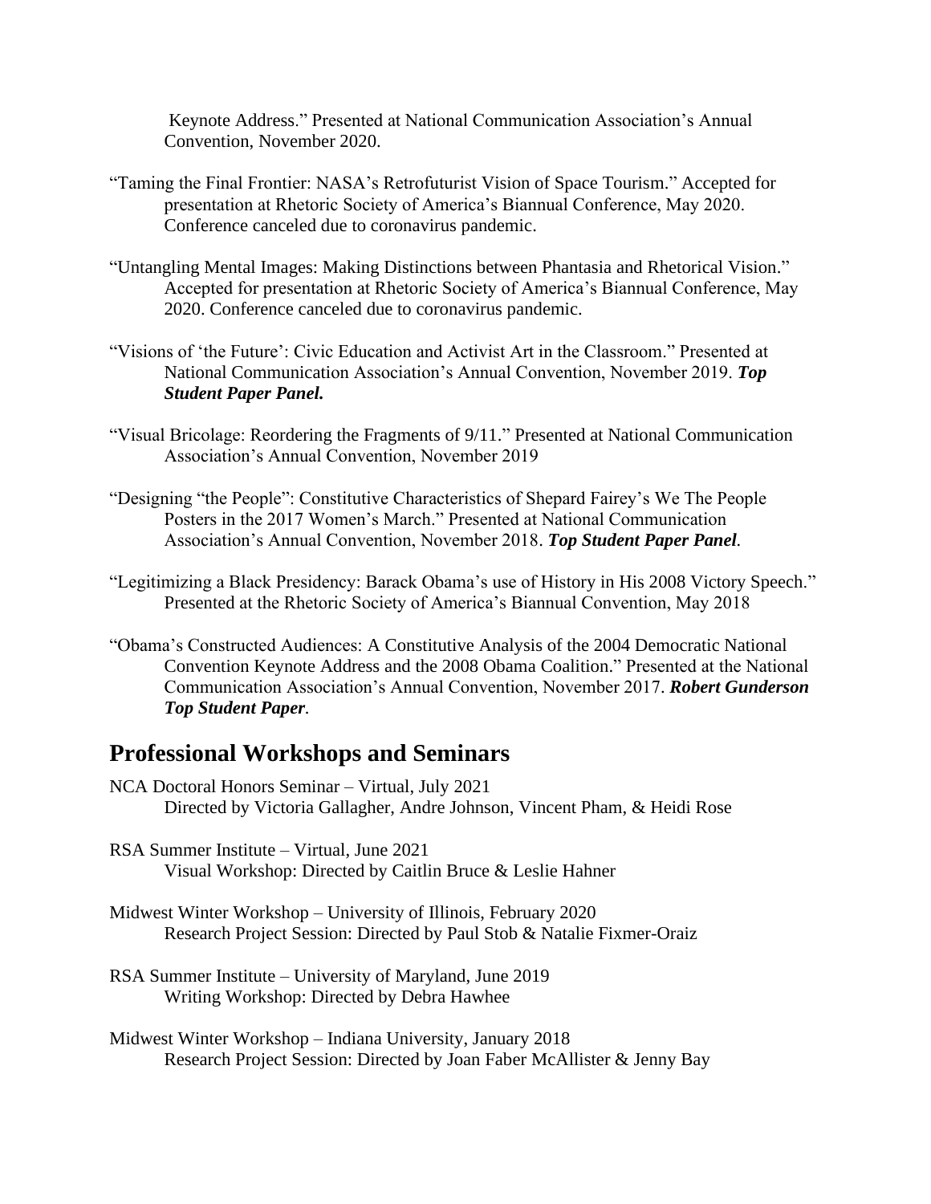Keynote Address." Presented at National Communication Association's Annual Convention, November 2020.

"Taming the Final Frontier: NASA's Retrofuturist Vision of Space Tourism." Accepted for presentation at Rhetoric Society of America's Biannual Conference, May 2020. Conference canceled due to coronavirus pandemic.

"Untangling Mental Images: Making Distinctions between Phantasia and Rhetorical Vision." Accepted for presentation at Rhetoric Society of America's Biannual Conference, May 2020. Conference canceled due to coronavirus pandemic.

"Visions of 'the Future': Civic Education and Activist Art in the Classroom." Presented at National Communication Association's Annual Convention, November 2019. ***Top Student Paper Panel.***

"Visual Bricolage: Reordering the Fragments of 9/11." Presented at National Communication Association's Annual Convention, November 2019

"Designing "the People": Constitutive Characteristics of Shepard Fairey's We The People Posters in the 2017 Women's March." Presented at National Communication Association's Annual Convention, November 2018. ***Top Student Paper Panel.***

"Legitimizing a Black Presidency: Barack Obama's use of History in His 2008 Victory Speech." Presented at the Rhetoric Society of America's Biannual Convention, May 2018

"Obama's Constructed Audiences: A Constitutive Analysis of the 2004 Democratic National Convention Keynote Address and the 2008 Obama Coalition." Presented at the National Communication Association's Annual Convention, November 2017. ***Robert Gunderson Top Student Paper.***

## Professional Workshops and Seminars

NCA Doctoral Honors Seminar – Virtual, July 2021
Directed by Victoria Gallagher, Andre Johnson, Vincent Pham, & Heidi Rose

RSA Summer Institute – Virtual, June 2021
Visual Workshop: Directed by Caitlin Bruce & Leslie Hahner

Midwest Winter Workshop – University of Illinois, February 2020
Research Project Session: Directed by Paul Stob & Natalie Fixmer-Oraiz

RSA Summer Institute – University of Maryland, June 2019
Writing Workshop: Directed by Debra Hawhee

Midwest Winter Workshop – Indiana University, January 2018
Research Project Session: Directed by Joan Faber McAllister & Jenny Bay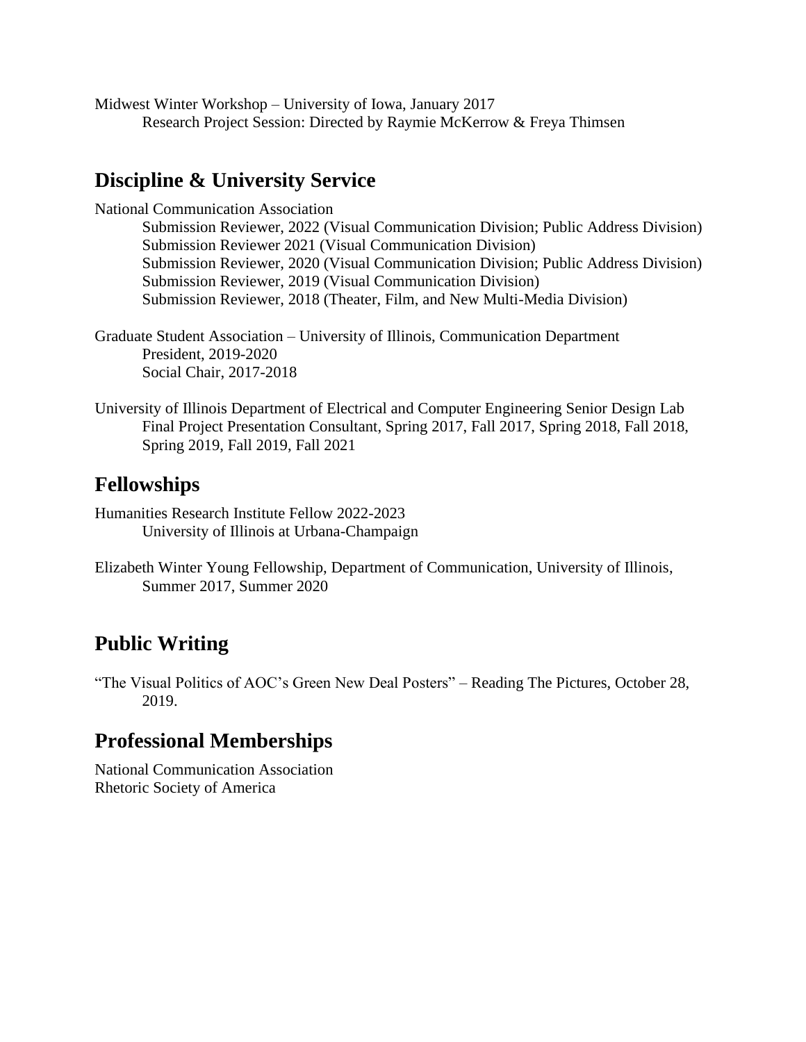Midwest Winter Workshop – University of Iowa, January 2017
    Research Project Session: Directed by Raymie McKerrow & Freya Thimsen

## Discipline & University Service

National Communication Association
    Submission Reviewer, 2022 (Visual Communication Division; Public Address Division)
    Submission Reviewer 2021 (Visual Communication Division)
    Submission Reviewer, 2020 (Visual Communication Division; Public Address Division)
    Submission Reviewer, 2019 (Visual Communication Division)
    Submission Reviewer, 2018 (Theater, Film, and New Multi-Media Division)

Graduate Student Association – University of Illinois, Communication Department
    President, 2019-2020
    Social Chair, 2017-2018

University of Illinois Department of Electrical and Computer Engineering Senior Design Lab
    Final Project Presentation Consultant, Spring 2017, Fall 2017, Spring 2018, Fall 2018, Spring 2019, Fall 2019, Fall 2021

## Fellowships

Humanities Research Institute Fellow 2022-2023
    University of Illinois at Urbana-Champaign

Elizabeth Winter Young Fellowship, Department of Communication, University of Illinois, Summer 2017, Summer 2020

## Public Writing

"The Visual Politics of AOC's Green New Deal Posters" – Reading The Pictures, October 28, 2019.

## Professional Memberships

National Communication Association
Rhetoric Society of America